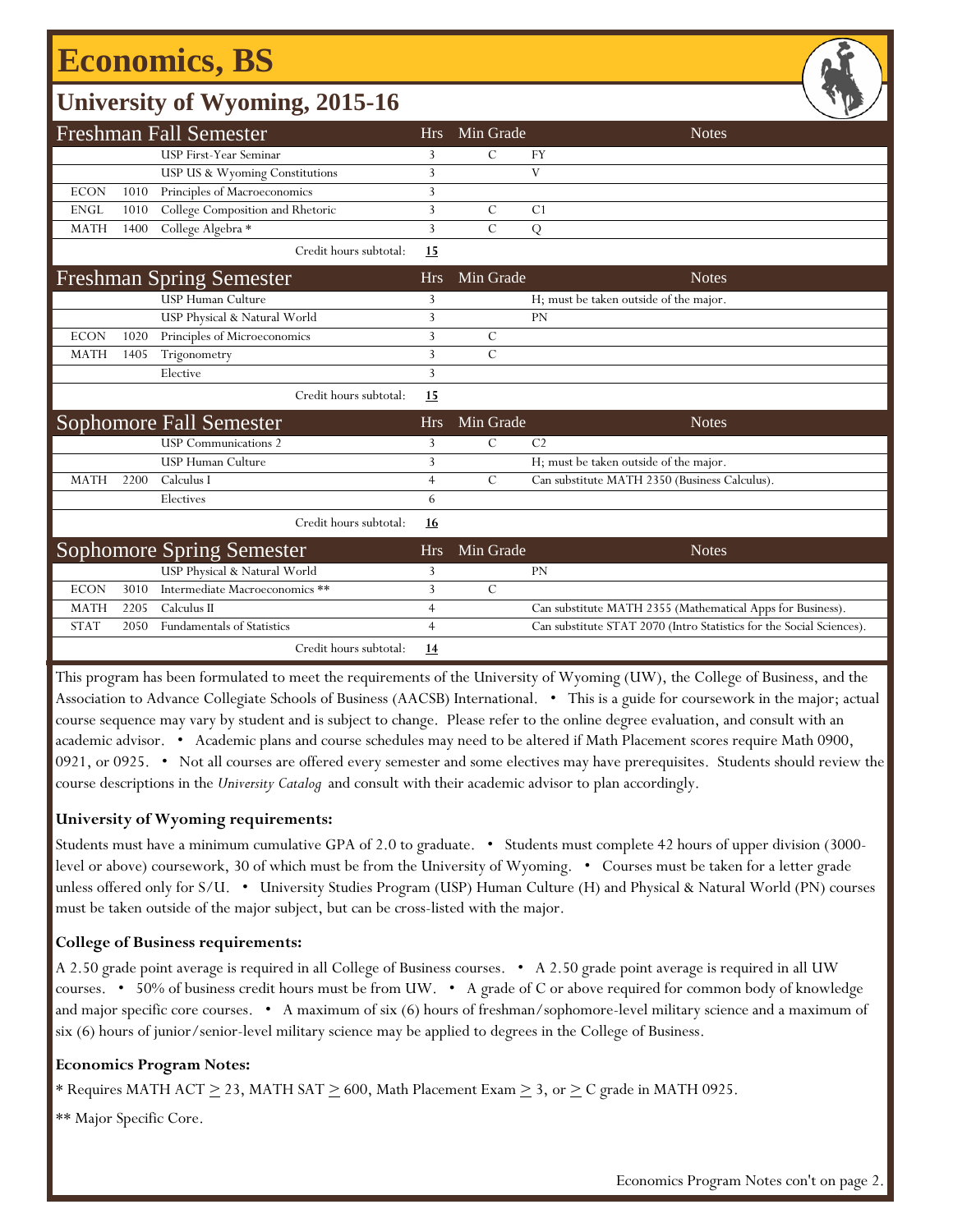# Economics, BS

## University of Wyoming, 2015-16

### Freshman Fall Semester

| | | | Hrs | Min Grade | Notes |
|---|---|---|---|---|---|
| | | USP First-Year Seminar | 3 | C | FY |
| | | USP US & Wyoming Constitutions | 3 | | V |
| ECON | 1010 | Principles of Macroeconomics | 3 | | |
| ENGL | 1010 | College Composition and Rhetoric | 3 | C | C1 |
| MATH | 1400 | College Algebra * | 3 | C | Q |
| | | Credit hours subtotal: | **15** | | |

### Freshman Spring Semester

| | | | Hrs | Min Grade | Notes |
|---|---|---|---|---|---|
| | | USP Human Culture | 3 | | H; must be taken outside of the major. |
| | | USP Physical & Natural World | 3 | | PN |
| ECON | 1020 | Principles of Microeconomics | 3 | C | |
| MATH | 1405 | Trigonometry | 3 | C | |
| | | Elective | 3 | | |
| | | Credit hours subtotal: | **15** | | |

### Sophomore Fall Semester

| | | | Hrs | Min Grade | Notes |
|---|---|---|---|---|---|
| | | USP Communications 2 | 3 | C | C2 |
| | | USP Human Culture | 3 | | H; must be taken outside of the major. |
| MATH | 2200 | Calculus I | 4 | C | Can substitute MATH 2350 (Business Calculus). |
| | | Electives | 6 | | |
| | | Credit hours subtotal: | **16** | | |

### Sophomore Spring Semester

| | | | Hrs | Min Grade | Notes |
|---|---|---|---|---|---|
| | | USP Physical & Natural World | 3 | | PN |
| ECON | 3010 | Intermediate Macroeconomics ** | 3 | C | |
| MATH | 2205 | Calculus II | 4 | | Can substitute MATH 2355 (Mathematical Apps for Business). |
| STAT | 2050 | Fundamentals of Statistics | 4 | | Can substitute STAT 2070 (Intro Statistics for the Social Sciences). |
| | | Credit hours subtotal: | **14** | | |

This program has been formulated to meet the requirements of the University of Wyoming (UW), the College of Business, and the Association to Advance Collegiate Schools of Business (AACSB) International. • This is a guide for coursework in the major; actual course sequence may vary by student and is subject to change. Please refer to the online degree evaluation, and consult with an academic advisor. • Academic plans and course schedules may need to be altered if Math Placement scores require Math 0900, 0921, or 0925. • Not all courses are offered every semester and some electives may have prerequisites. Students should review the course descriptions in the *University Catalog* and consult with their academic advisor to plan accordingly.

**University of Wyoming requirements:**

Students must have a minimum cumulative GPA of 2.0 to graduate. • Students must complete 42 hours of upper division (3000-level or above) coursework, 30 of which must be from the University of Wyoming. • Courses must be taken for a letter grade unless offered only for S/U. • University Studies Program (USP) Human Culture (H) and Physical & Natural World (PN) courses must be taken outside of the major subject, but can be cross-listed with the major.

**College of Business requirements:**

A 2.50 grade point average is required in all College of Business courses. • A 2.50 grade point average is required in all UW courses. • 50% of business credit hours must be from UW. • A grade of C or above required for common body of knowledge and major specific core courses. • A maximum of six (6) hours of freshman/sophomore-level military science and a maximum of six (6) hours of junior/senior-level military science may be applied to degrees in the College of Business.

**Economics Program Notes:**

* Requires MATH ACT $\geq$ 23, MATH SAT $\geq$ 600, Math Placement Exam $\geq$ 3, or $\geq$ C grade in MATH 0925.

** Major Specific Core.

Economics Program Notes con't on page 2.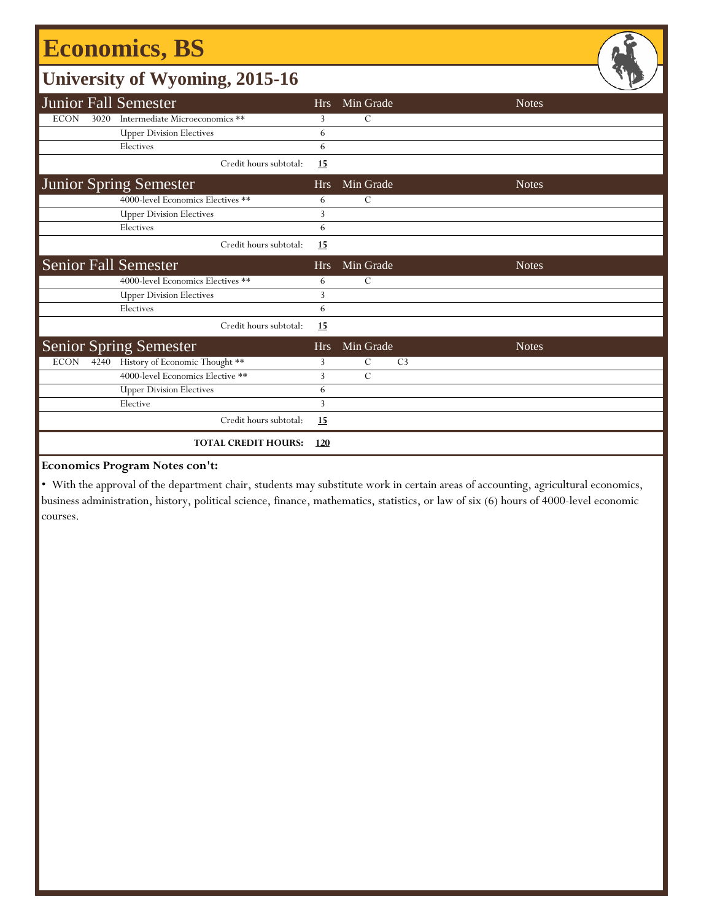# Economics, BS

## University of Wyoming, 2015-16

| Junior Fall Semester | | | Hrs | Min Grade | | Notes |
|---|---|---|---|---|---|---|
| ECON | 3020 | Intermediate Microeconomics ** | 3 | C | | |
| | | Upper Division Electives | 6 | | | |
| | | Electives | 6 | | | |
| | | Credit hours subtotal: | **15** | | | |

| Junior Spring Semester | | | Hrs | Min Grade | | Notes |
|---|---|---|---|---|---|---|
| | | 4000-level Economics Electives ** | 6 | C | | |
| | | Upper Division Electives | 3 | | | |
| | | Electives | 6 | | | |
| | | Credit hours subtotal: | **15** | | | |

| Senior Fall Semester | | | Hrs | Min Grade | | Notes |
|---|---|---|---|---|---|---|
| | | 4000-level Economics Electives ** | 6 | C | | |
| | | Upper Division Electives | 3 | | | |
| | | Electives | 6 | | | |
| | | Credit hours subtotal: | **15** | | | |

| Senior Spring Semester | | | Hrs | Min Grade | | Notes |
|---|---|---|---|---|---|---|
| ECON | 4240 | History of Economic Thought ** | 3 | C | C3 | |
| | | 4000-level Economics Elective ** | 3 | C | | |
| | | Upper Division Electives | 6 | | | |
| | | Elective | 3 | | | |
| | | Credit hours subtotal: | **15** | | | |
| | | **TOTAL CREDIT HOURS:** | **120** | | | |

**Economics Program Notes con't:**

• With the approval of the department chair, students may substitute work in certain areas of accounting, agricultural economics, business administration, history, political science, finance, mathematics, statistics, or law of six (6) hours of 4000-level economic courses.